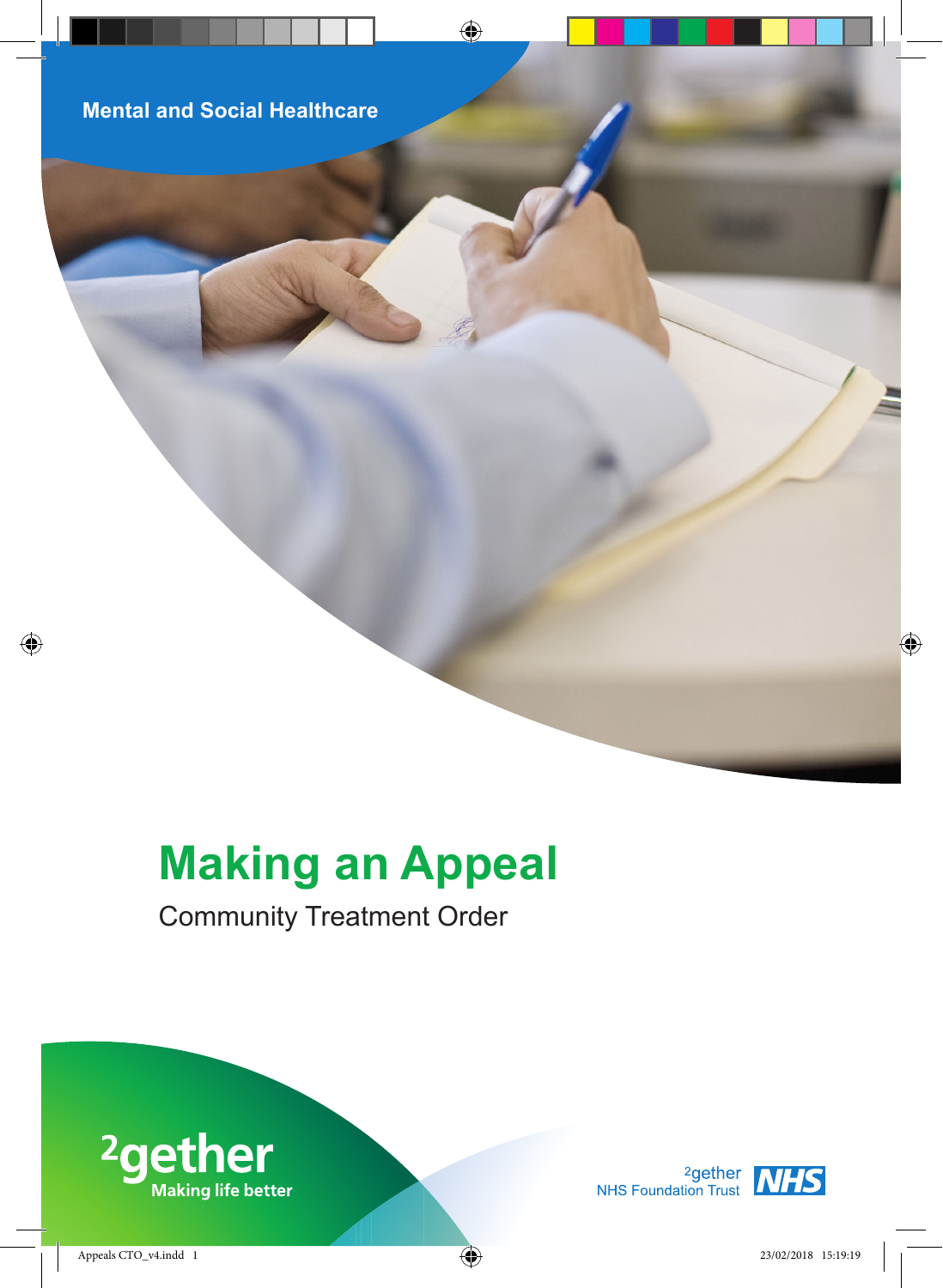Mental and Social Healthcare

# Making an Appeal

Community Treatment Order

2gether
Making life better

2gether NHS Foundation Trust NHS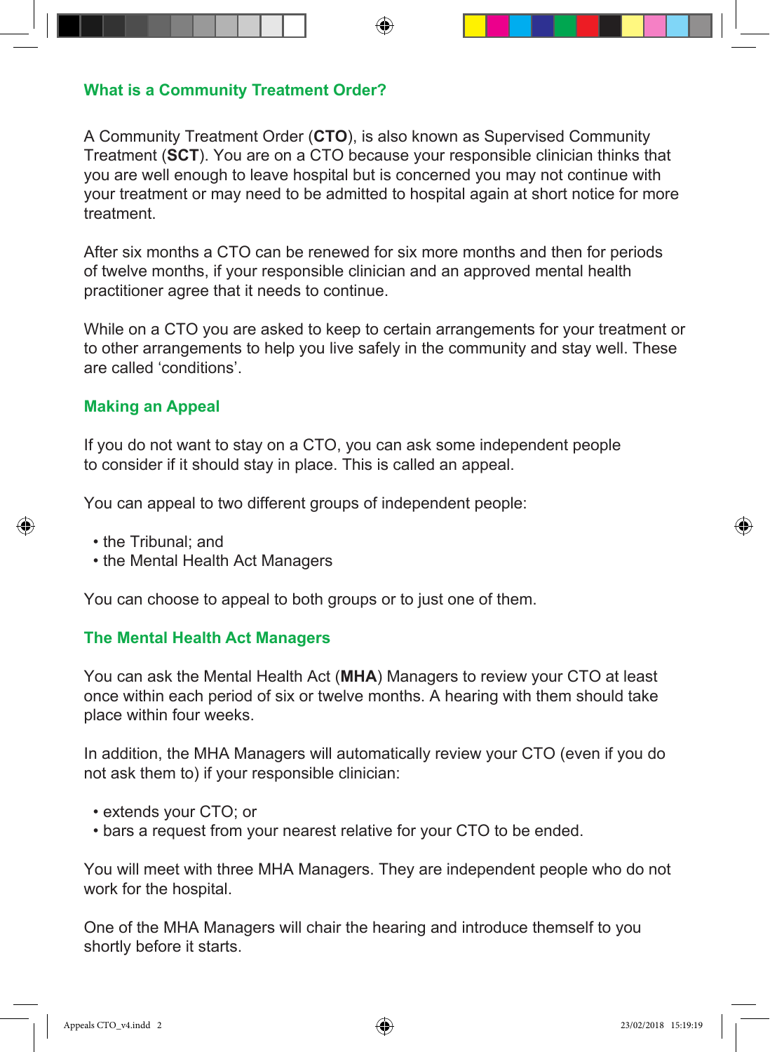## What is a Community Treatment Order?

A Community Treatment Order (**CTO**), is also known as Supervised Community Treatment (**SCT**). You are on a CTO because your responsible clinician thinks that you are well enough to leave hospital but is concerned you may not continue with your treatment or may need to be admitted to hospital again at short notice for more treatment.

After six months a CTO can be renewed for six more months and then for periods of twelve months, if your responsible clinician and an approved mental health practitioner agree that it needs to continue.

While on a CTO you are asked to keep to certain arrangements for your treatment or to other arrangements to help you live safely in the community and stay well. These are called ‘conditions’.

## Making an Appeal

If you do not want to stay on a CTO, you can ask some independent people to consider if it should stay in place. This is called an appeal.

You can appeal to two different groups of independent people:

- the Tribunal; and
- the Mental Health Act Managers

You can choose to appeal to both groups or to just one of them.

## The Mental Health Act Managers

You can ask the Mental Health Act (**MHA**) Managers to review your CTO at least once within each period of six or twelve months. A hearing with them should take place within four weeks.

In addition, the MHA Managers will automatically review your CTO (even if you do not ask them to) if your responsible clinician:

- extends your CTO; or
- bars a request from your nearest relative for your CTO to be ended.

You will meet with three MHA Managers. They are independent people who do not work for the hospital.

One of the MHA Managers will chair the hearing and introduce themself to you shortly before it starts.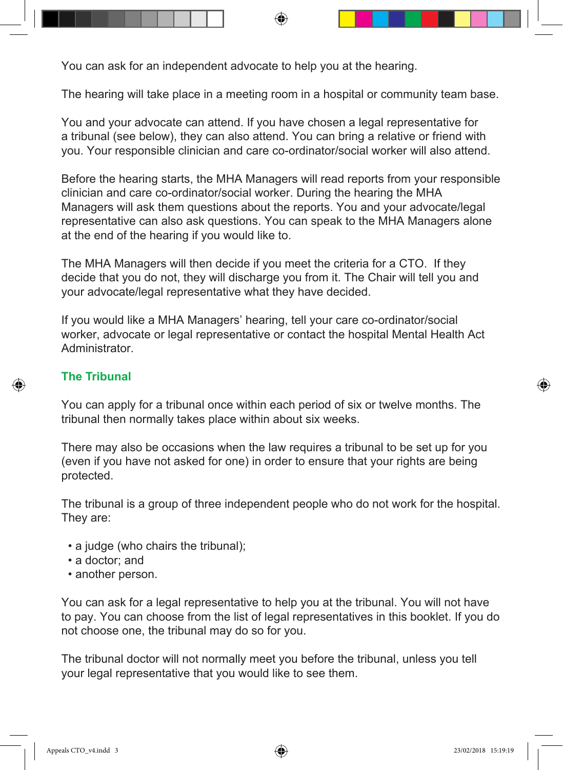You can ask for an independent advocate to help you at the hearing.

The hearing will take place in a meeting room in a hospital or community team base.

You and your advocate can attend. If you have chosen a legal representative for a tribunal (see below), they can also attend. You can bring a relative or friend with you. Your responsible clinician and care co-ordinator/social worker will also attend.

Before the hearing starts, the MHA Managers will read reports from your responsible clinician and care co-ordinator/social worker. During the hearing the MHA Managers will ask them questions about the reports. You and your advocate/legal representative can also ask questions. You can speak to the MHA Managers alone at the end of the hearing if you would like to.

The MHA Managers will then decide if you meet the criteria for a CTO. If they decide that you do not, they will discharge you from it. The Chair will tell you and your advocate/legal representative what they have decided.

If you would like a MHA Managers' hearing, tell your care co-ordinator/social worker, advocate or legal representative or contact the hospital Mental Health Act Administrator.

## The Tribunal

You can apply for a tribunal once within each period of six or twelve months. The tribunal then normally takes place within about six weeks.

There may also be occasions when the law requires a tribunal to be set up for you (even if you have not asked for one) in order to ensure that your rights are being protected.

The tribunal is a group of three independent people who do not work for the hospital. They are:

- a judge (who chairs the tribunal);
- a doctor; and
- another person.

You can ask for a legal representative to help you at the tribunal. You will not have to pay. You can choose from the list of legal representatives in this booklet. If you do not choose one, the tribunal may do so for you.

The tribunal doctor will not normally meet you before the tribunal, unless you tell your legal representative that you would like to see them.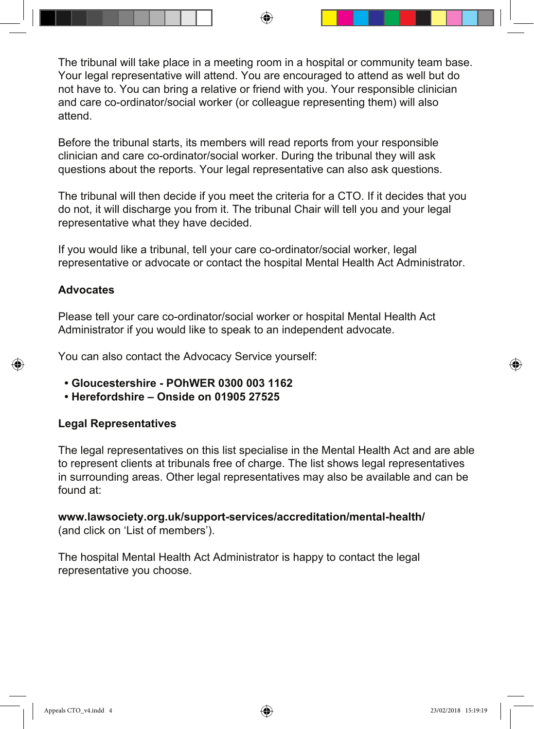The tribunal will take place in a meeting room in a hospital or community team base. Your legal representative will attend. You are encouraged to attend as well but do not have to. You can bring a relative or friend with you. Your responsible clinician and care co-ordinator/social worker (or colleague representing them) will also attend.

Before the tribunal starts, its members will read reports from your responsible clinician and care co-ordinator/social worker. During the tribunal they will ask questions about the reports. Your legal representative can also ask questions.

The tribunal will then decide if you meet the criteria for a CTO. If it decides that you do not, it will discharge you from it. The tribunal Chair will tell you and your legal representative what they have decided.

If you would like a tribunal, tell your care co-ordinator/social worker, legal representative or advocate or contact the hospital Mental Health Act Administrator.

### Advocates

Please tell your care co-ordinator/social worker or hospital Mental Health Act Administrator if you would like to speak to an independent advocate.

You can also contact the Advocacy Service yourself:

- **Gloucestershire - POhWER 0300 003 1162**
- **Herefordshire – Onside on 01905 27525**

### Legal Representatives

The legal representatives on this list specialise in the Mental Health Act and are able to represent clients at tribunals free of charge. The list shows legal representatives in surrounding areas. Other legal representatives may also be available and can be found at:

**www.lawsociety.org.uk/support-services/accreditation/mental-health/**
(and click on 'List of members').

The hospital Mental Health Act Administrator is happy to contact the legal representative you choose.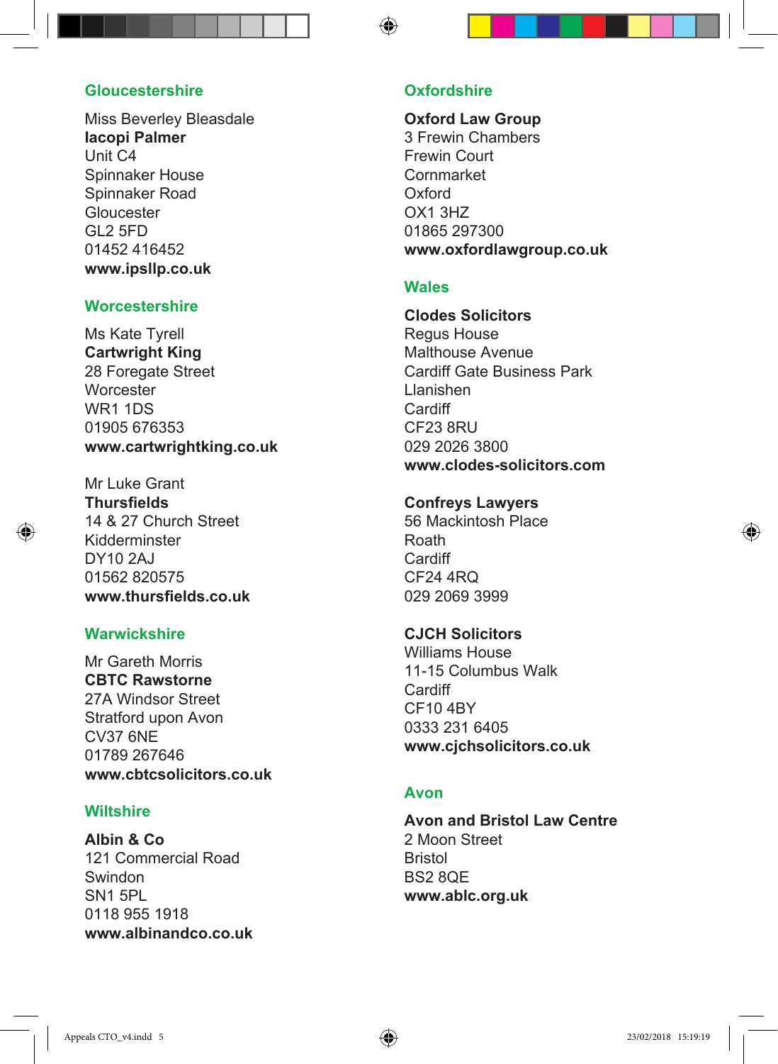## Gloucestershire

Miss Beverley Bleasdale
**Iacopi Palmer**
Unit C4
Spinnaker House
Spinnaker Road
Gloucester
GL2 5FD
01452 416452
**www.ipsllp.co.uk**

## Worcestershire

Ms Kate Tyrell
**Cartwright King**
28 Foregate Street
Worcester
WR1 1DS
01905 676353
**www.cartwrightking.co.uk**

Mr Luke Grant
**Thursfields**
14 & 27 Church Street
Kidderminster
DY10 2AJ
01562 820575
**www.thursfields.co.uk**

## Warwickshire

Mr Gareth Morris
**CBTC Rawstorne**
27A Windsor Street
Stratford upon Avon
CV37 6NE
01789 267646
**www.cbtcsolicitors.co.uk**

## Wiltshire

**Albin & Co**
121 Commercial Road
Swindon
SN1 5PL
0118 955 1918
**www.albinandco.co.uk**

## Oxfordshire

**Oxford Law Group**
3 Frewin Chambers
Frewin Court
Cornmarket
Oxford
OX1 3HZ
01865 297300
**www.oxfordlawgroup.co.uk**

## Wales

**Clodes Solicitors**
Regus House
Malthouse Avenue
Cardiff Gate Business Park
Llanishen
Cardiff
CF23 8RU
029 2026 3800
**www.clodes-solicitors.com**

**Confreys Lawyers**
56 Mackintosh Place
Roath
Cardiff
CF24 4RQ
029 2069 3999

**CJCH Solicitors**
Williams House
11-15 Columbus Walk
Cardiff
CF10 4BY
0333 231 6405
**www.cjchsolicitors.co.uk**

## Avon

**Avon and Bristol Law Centre**
2 Moon Street
Bristol
BS2 8QE
**www.ablc.org.uk**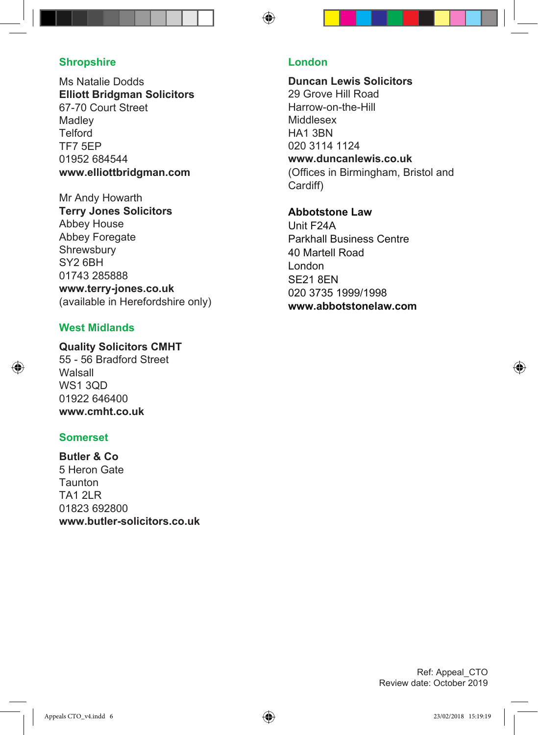## Shropshire

Ms Natalie Dodds
**Elliott Bridgman Solicitors**
67-70 Court Street
Madley
Telford
TF7 5EP
01952 684544
**www.elliottbridgman.com**

Mr Andy Howarth
**Terry Jones Solicitors**
Abbey House
Abbey Foregate
Shrewsbury
SY2 6BH
01743 285888
**www.terry-jones.co.uk**
(available in Herefordshire only)

## West Midlands

**Quality Solicitors CMHT**
55 - 56 Bradford Street
Walsall
WS1 3QD
01922 646400
**www.cmht.co.uk**

## Somerset

**Butler & Co**
5 Heron Gate
Taunton
TA1 2LR
01823 692800
**www.butler-solicitors.co.uk**

## London

**Duncan Lewis Solicitors**
29 Grove Hill Road
Harrow-on-the-Hill
Middlesex
HA1 3BN
020 3114 1124
**www.duncanlewis.co.uk**
(Offices in Birmingham, Bristol and Cardiff)

**Abbotstone Law**
Unit F24A
Parkhall Business Centre
40 Martell Road
London
SE21 8EN
020 3735 1999/1998
**www.abbotstonelaw.com**

Ref: Appeal_CTO
Review date: October 2019